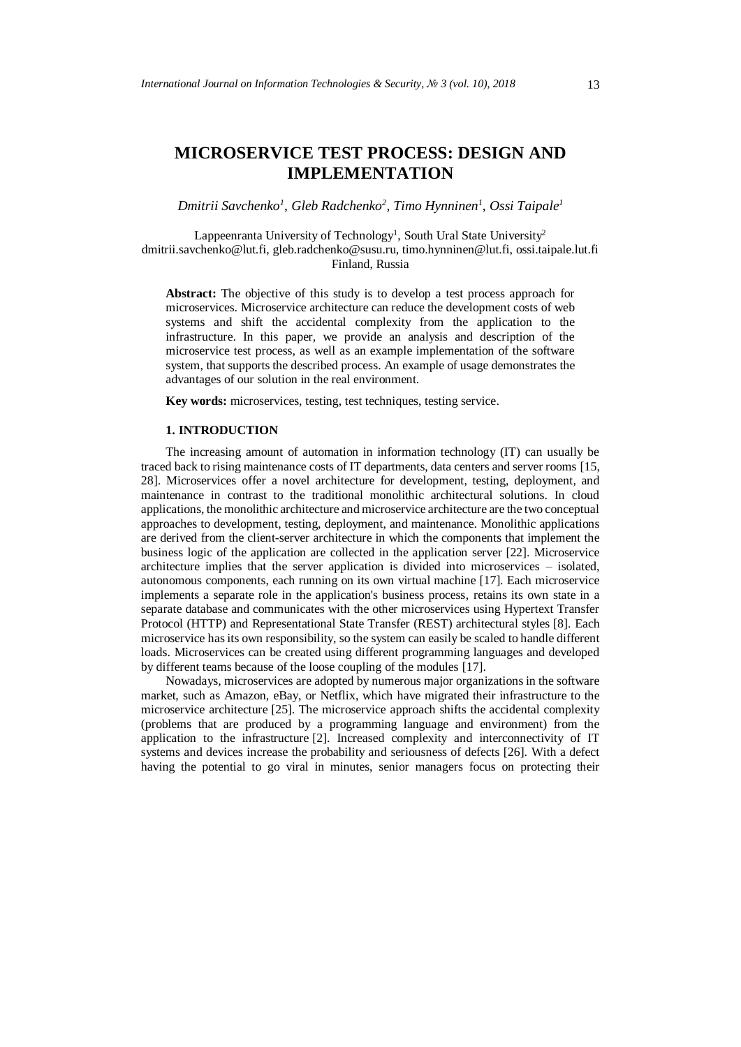# MICROSERVICE TEST PROCESS: DESIGN AND IMPLEMENTATION

*Dmitrii Savchenko[1], Gleb Radchenko[2], Timo Hynninen[1], Ossi Taipale[1]*

Lappeenranta University of Technology[1], South Ural State University[2]
dmitrii.savchenko@lut.fi, gleb.radchenko@susu.ru, timo.hynninen@lut.fi, ossi.taipale.lut.fi
Finland, Russia

**Abstract:** The objective of this study is to develop a test process approach for microservices. Microservice architecture can reduce the development costs of web systems and shift the accidental complexity from the application to the infrastructure. In this paper, we provide an analysis and description of the microservice test process, as well as an example implementation of the software system, that supports the described process. An example of usage demonstrates the advantages of our solution in the real environment.

**Key words:** microservices, testing, test techniques, testing service.

## 1. INTRODUCTION

The increasing amount of automation in information technology (IT) can usually be traced back to rising maintenance costs of IT departments, data centers and server rooms [15, 28]. Microservices offer a novel architecture for development, testing, deployment, and maintenance in contrast to the traditional monolithic architectural solutions. In cloud applications, the monolithic architecture and microservice architecture are the two conceptual approaches to development, testing, deployment, and maintenance. Monolithic applications are derived from the client-server architecture in which the components that implement the business logic of the application are collected in the application server [22]. Microservice architecture implies that the server application is divided into microservices – isolated, autonomous components, each running on its own virtual machine [17]. Each microservice implements a separate role in the application's business process, retains its own state in a separate database and communicates with the other microservices using Hypertext Transfer Protocol (HTTP) and Representational State Transfer (REST) architectural styles [8]. Each microservice has its own responsibility, so the system can easily be scaled to handle different loads. Microservices can be created using different programming languages and developed by different teams because of the loose coupling of the modules [17].

Nowadays, microservices are adopted by numerous major organizations in the software market, such as Amazon, eBay, or Netflix, which have migrated their infrastructure to the microservice architecture [25]. The microservice approach shifts the accidental complexity (problems that are produced by a programming language and environment) from the application to the infrastructure [2]. Increased complexity and interconnectivity of IT systems and devices increase the probability and seriousness of defects [26]. With a defect having the potential to go viral in minutes, senior managers focus on protecting their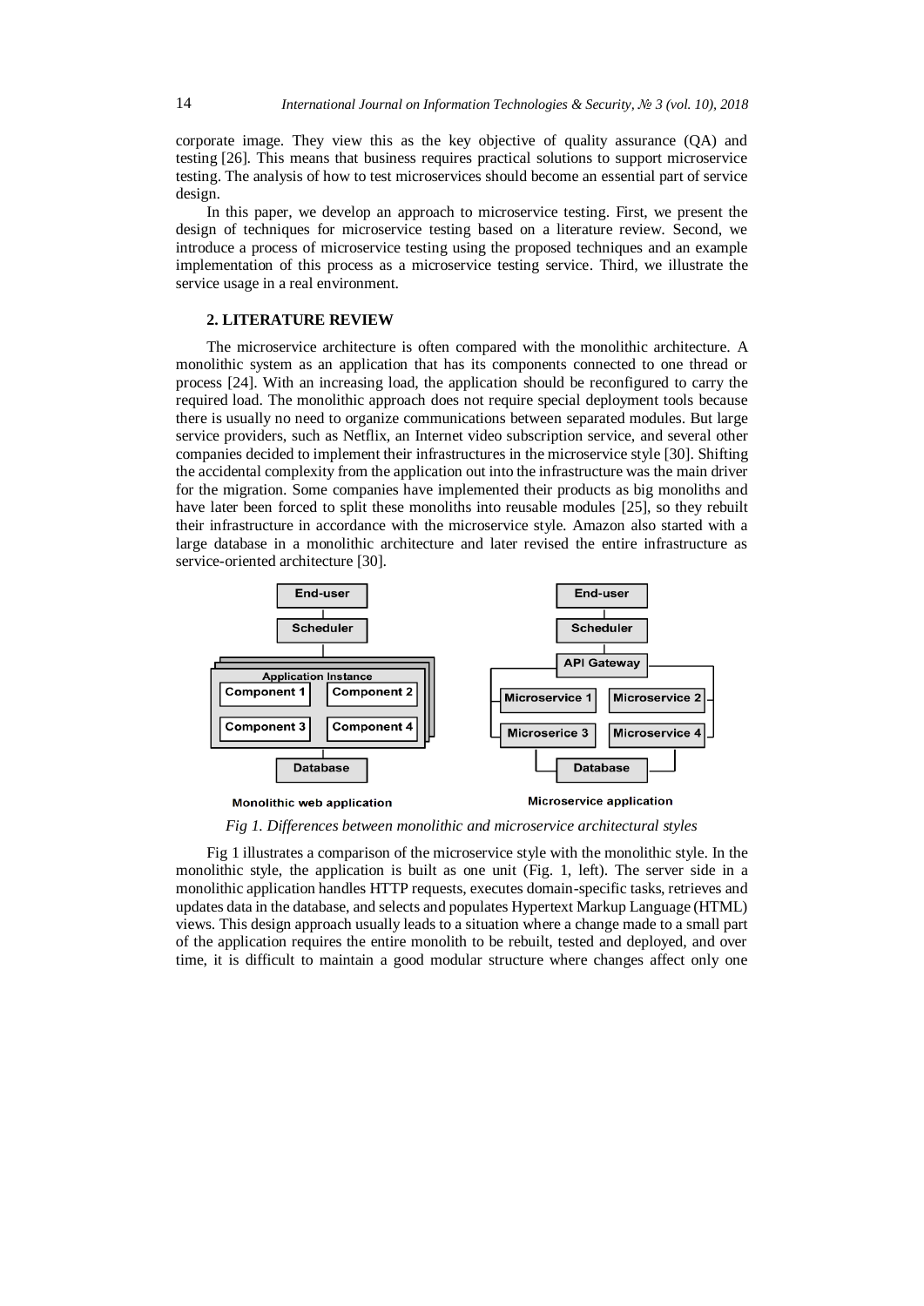corporate image. They view this as the key objective of quality assurance (QA) and testing [26]. This means that business requires practical solutions to support microservice testing. The analysis of how to test microservices should become an essential part of service design.

In this paper, we develop an approach to microservice testing. First, we present the design of techniques for microservice testing based on a literature review. Second, we introduce a process of microservice testing using the proposed techniques and an example implementation of this process as a microservice testing service. Third, we illustrate the service usage in a real environment.

## 2. LITERATURE REVIEW

The microservice architecture is often compared with the monolithic architecture. A monolithic system as an application that has its components connected to one thread or process [24]. With an increasing load, the application should be reconfigured to carry the required load. The monolithic approach does not require special deployment tools because there is usually no need to organize communications between separated modules. But large service providers, such as Netflix, an Internet video subscription service, and several other companies decided to implement their infrastructures in the microservice style [30]. Shifting the accidental complexity from the application out into the infrastructure was the main driver for the migration. Some companies have implemented their products as big monoliths and have later been forced to split these monoliths into reusable modules [25], so they rebuilt their infrastructure in accordance with the microservice style. Amazon also started with a large database in a monolithic architecture and later revised the entire infrastructure as service-oriented architecture [30].

*Fig 1. Differences between monolithic and microservice architectural styles*

Fig 1 illustrates a comparison of the microservice style with the monolithic style. In the monolithic style, the application is built as one unit (Fig. 1, left). The server side in a monolithic application handles HTTP requests, executes domain-specific tasks, retrieves and updates data in the database, and selects and populates Hypertext Markup Language (HTML) views. This design approach usually leads to a situation where a change made to a small part of the application requires the entire monolith to be rebuilt, tested and deployed, and over time, it is difficult to maintain a good modular structure where changes affect only one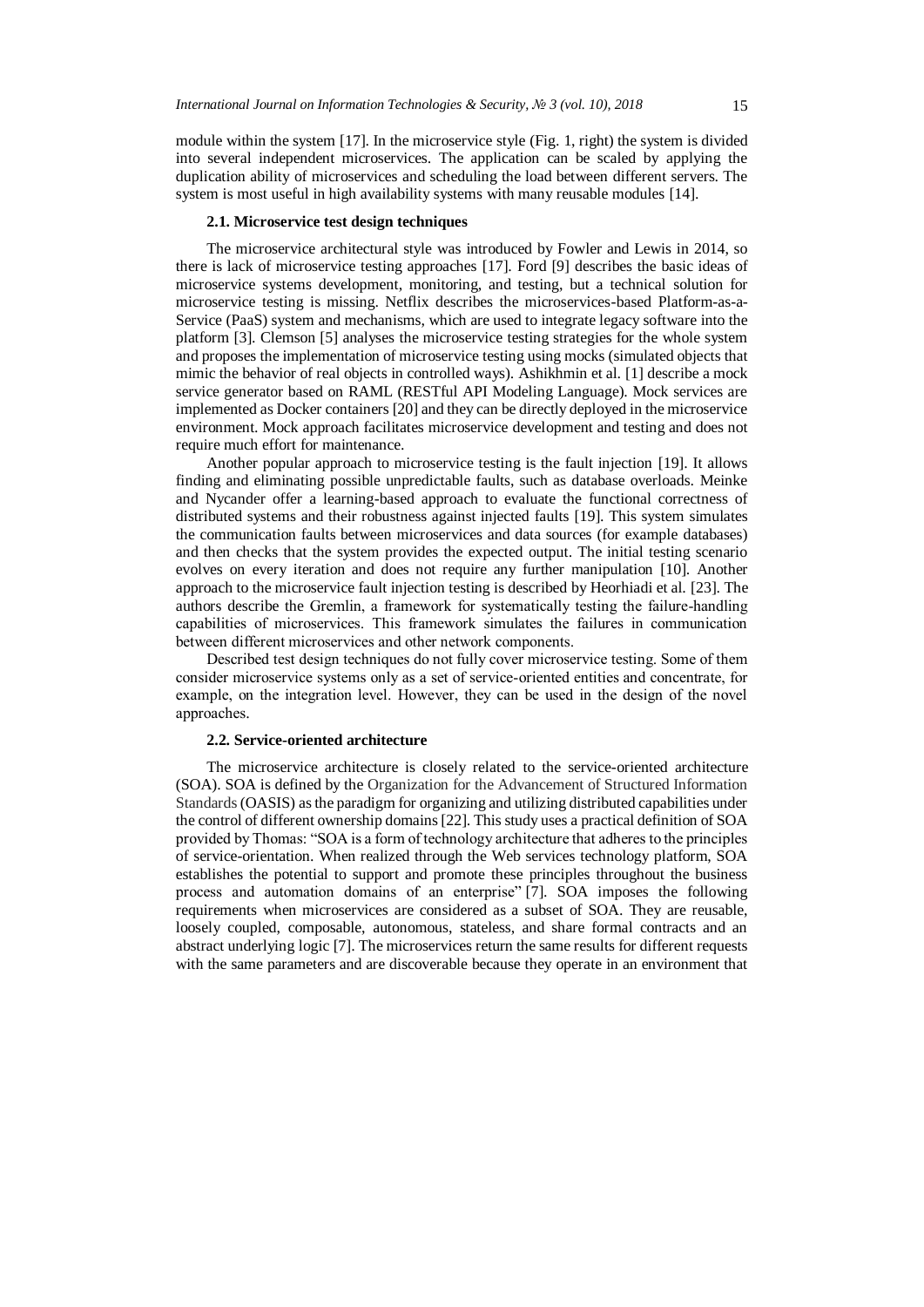module within the system [17]. In the microservice style (Fig. 1, right) the system is divided into several independent microservices. The application can be scaled by applying the duplication ability of microservices and scheduling the load between different servers. The system is most useful in high availability systems with many reusable modules [14].

### 2.1. Microservice test design techniques

The microservice architectural style was introduced by Fowler and Lewis in 2014, so there is lack of microservice testing approaches [17]. Ford [9] describes the basic ideas of microservice systems development, monitoring, and testing, but a technical solution for microservice testing is missing. Netflix describes the microservices-based Platform-as-a-Service (PaaS) system and mechanisms, which are used to integrate legacy software into the platform [3]. Clemson [5] analyses the microservice testing strategies for the whole system and proposes the implementation of microservice testing using mocks (simulated objects that mimic the behavior of real objects in controlled ways). Ashikhmin et al. [1] describe a mock service generator based on RAML (RESTful API Modeling Language). Mock services are implemented as Docker containers [20] and they can be directly deployed in the microservice environment. Mock approach facilitates microservice development and testing and does not require much effort for maintenance.

Another popular approach to microservice testing is the fault injection [19]. It allows finding and eliminating possible unpredictable faults, such as database overloads. Meinke and Nycander offer a learning-based approach to evaluate the functional correctness of distributed systems and their robustness against injected faults [19]. This system simulates the communication faults between microservices and data sources (for example databases) and then checks that the system provides the expected output. The initial testing scenario evolves on every iteration and does not require any further manipulation [10]. Another approach to the microservice fault injection testing is described by Heorhiadi et al. [23]. The authors describe the Gremlin, a framework for systematically testing the failure-handling capabilities of microservices. This framework simulates the failures in communication between different microservices and other network components.

Described test design techniques do not fully cover microservice testing. Some of them consider microservice systems only as a set of service-oriented entities and concentrate, for example, on the integration level. However, they can be used in the design of the novel approaches.

### 2.2. Service-oriented architecture

The microservice architecture is closely related to the service-oriented architecture (SOA). SOA is defined by the Organization for the Advancement of Structured Information Standards (OASIS) as the paradigm for organizing and utilizing distributed capabilities under the control of different ownership domains [22]. This study uses a practical definition of SOA provided by Thomas: "SOA is a form of technology architecture that adheres to the principles of service-orientation. When realized through the Web services technology platform, SOA establishes the potential to support and promote these principles throughout the business process and automation domains of an enterprise" [7]. SOA imposes the following requirements when microservices are considered as a subset of SOA. They are reusable, loosely coupled, composable, autonomous, stateless, and share formal contracts and an abstract underlying logic [7]. The microservices return the same results for different requests with the same parameters and are discoverable because they operate in an environment that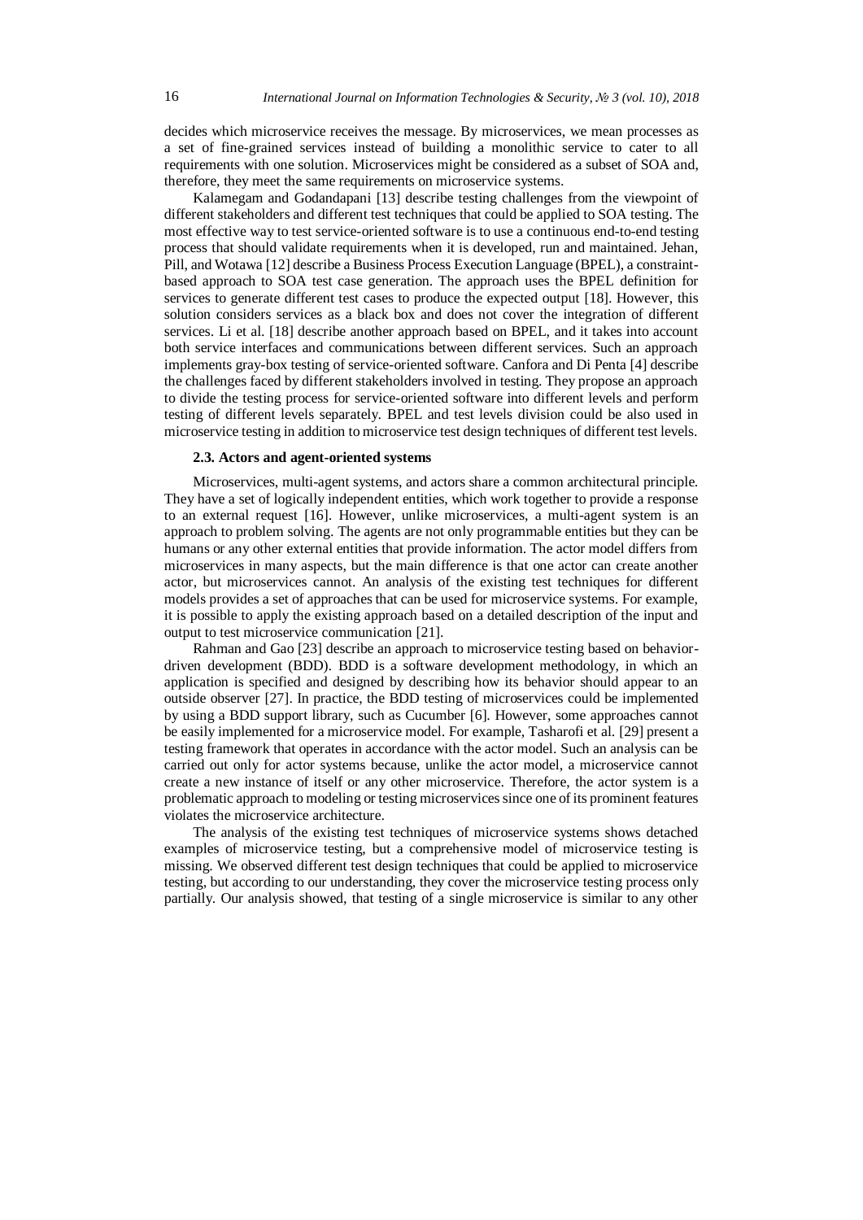decides which microservice receives the message. By microservices, we mean processes as a set of fine-grained services instead of building a monolithic service to cater to all requirements with one solution. Microservices might be considered as a subset of SOA and, therefore, they meet the same requirements on microservice systems.

Kalamegam and Godandapani [13] describe testing challenges from the viewpoint of different stakeholders and different test techniques that could be applied to SOA testing. The most effective way to test service-oriented software is to use a continuous end-to-end testing process that should validate requirements when it is developed, run and maintained. Jehan, Pill, and Wotawa [12] describe a Business Process Execution Language (BPEL), a constraint-based approach to SOA test case generation. The approach uses the BPEL definition for services to generate different test cases to produce the expected output [18]. However, this solution considers services as a black box and does not cover the integration of different services. Li et al. [18] describe another approach based on BPEL, and it takes into account both service interfaces and communications between different services. Such an approach implements gray-box testing of service-oriented software. Canfora and Di Penta [4] describe the challenges faced by different stakeholders involved in testing. They propose an approach to divide the testing process for service-oriented software into different levels and perform testing of different levels separately. BPEL and test levels division could be also used in microservice testing in addition to microservice test design techniques of different test levels.

### 2.3. Actors and agent-oriented systems

Microservices, multi-agent systems, and actors share a common architectural principle. They have a set of logically independent entities, which work together to provide a response to an external request [16]. However, unlike microservices, a multi-agent system is an approach to problem solving. The agents are not only programmable entities but they can be humans or any other external entities that provide information. The actor model differs from microservices in many aspects, but the main difference is that one actor can create another actor, but microservices cannot. An analysis of the existing test techniques for different models provides a set of approaches that can be used for microservice systems. For example, it is possible to apply the existing approach based on a detailed description of the input and output to test microservice communication [21].

Rahman and Gao [23] describe an approach to microservice testing based on behavior-driven development (BDD). BDD is a software development methodology, in which an application is specified and designed by describing how its behavior should appear to an outside observer [27]. In practice, the BDD testing of microservices could be implemented by using a BDD support library, such as Cucumber [6]. However, some approaches cannot be easily implemented for a microservice model. For example, Tasharofi et al. [29] present a testing framework that operates in accordance with the actor model. Such an analysis can be carried out only for actor systems because, unlike the actor model, a microservice cannot create a new instance of itself or any other microservice. Therefore, the actor system is a problematic approach to modeling or testing microservices since one of its prominent features violates the microservice architecture.

The analysis of the existing test techniques of microservice systems shows detached examples of microservice testing, but a comprehensive model of microservice testing is missing. We observed different test design techniques that could be applied to microservice testing, but according to our understanding, they cover the microservice testing process only partially. Our analysis showed, that testing of a single microservice is similar to any other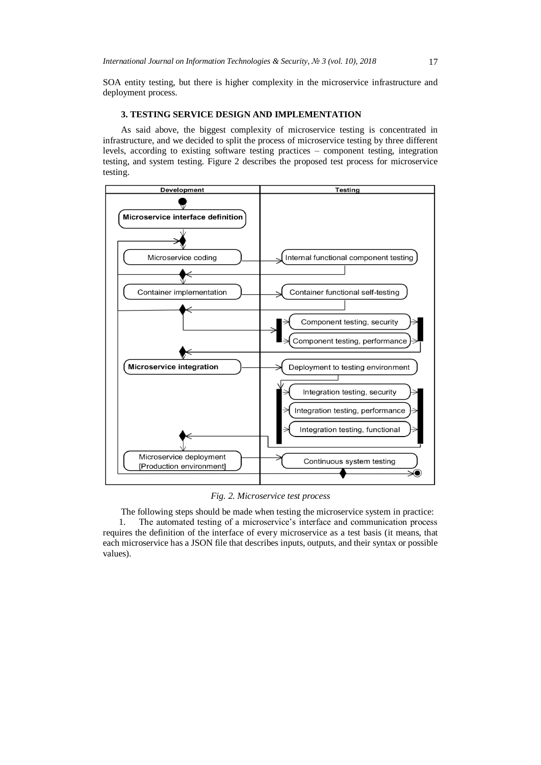SOA entity testing, but there is higher complexity in the microservice infrastructure and deployment process.

## 3. TESTING SERVICE DESIGN AND IMPLEMENTATION

As said above, the biggest complexity of microservice testing is concentrated in infrastructure, and we decided to split the process of microservice testing by three different levels, according to existing software testing practices – component testing, integration testing, and system testing. Figure 2 describes the proposed test process for microservice testing.

*Fig. 2. Microservice test process*

The following steps should be made when testing the microservice system in practice:

1. The automated testing of a microservice's interface and communication process requires the definition of the interface of every microservice as a test basis (it means, that each microservice has a JSON file that describes inputs, outputs, and their syntax or possible values).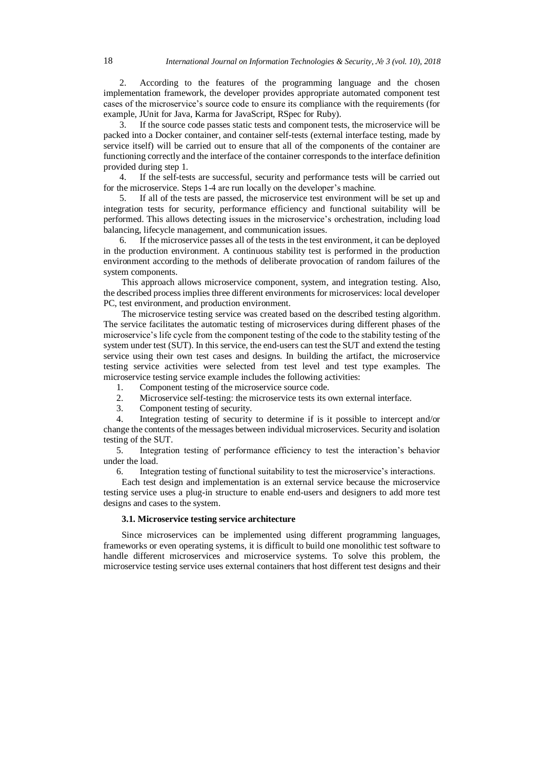2. According to the features of the programming language and the chosen implementation framework, the developer provides appropriate automated component test cases of the microservice's source code to ensure its compliance with the requirements (for example, JUnit for Java, Karma for JavaScript, RSpec for Ruby).

3. If the source code passes static tests and component tests, the microservice will be packed into a Docker container, and container self-tests (external interface testing, made by service itself) will be carried out to ensure that all of the components of the container are functioning correctly and the interface of the container corresponds to the interface definition provided during step 1.

4. If the self-tests are successful, security and performance tests will be carried out for the microservice. Steps 1-4 are run locally on the developer's machine.

5. If all of the tests are passed, the microservice test environment will be set up and integration tests for security, performance efficiency and functional suitability will be performed. This allows detecting issues in the microservice's orchestration, including load balancing, lifecycle management, and communication issues.

6. If the microservice passes all of the tests in the test environment, it can be deployed in the production environment. A continuous stability test is performed in the production environment according to the methods of deliberate provocation of random failures of the system components.

This approach allows microservice component, system, and integration testing. Also, the described process implies three different environments for microservices: local developer PC, test environment, and production environment.

The microservice testing service was created based on the described testing algorithm. The service facilitates the automatic testing of microservices during different phases of the microservice's life cycle from the component testing of the code to the stability testing of the system under test (SUT). In this service, the end-users can test the SUT and extend the testing service using their own test cases and designs. In building the artifact, the microservice testing service activities were selected from test level and test type examples. The microservice testing service example includes the following activities:

1. Component testing of the microservice source code.
2. Microservice self-testing: the microservice tests its own external interface.
3. Component testing of security.
4. Integration testing of security to determine if is it possible to intercept and/or change the contents of the messages between individual microservices. Security and isolation testing of the SUT.
5. Integration testing of performance efficiency to test the interaction's behavior under the load.
6. Integration testing of functional suitability to test the microservice's interactions.

Each test design and implementation is an external service because the microservice testing service uses a plug-in structure to enable end-users and designers to add more test designs and cases to the system.

### 3.1. Microservice testing service architecture

Since microservices can be implemented using different programming languages, frameworks or even operating systems, it is difficult to build one monolithic test software to handle different microservices and microservice systems. To solve this problem, the microservice testing service uses external containers that host different test designs and their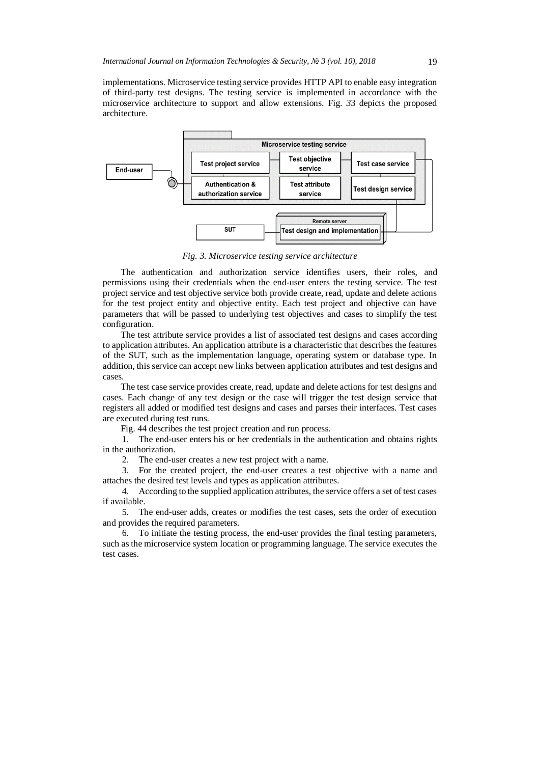implementations. Microservice testing service provides HTTP API to enable easy integration of third-party test designs. The testing service is implemented in accordance with the microservice architecture to support and allow extensions. Fig. 33 depicts the proposed architecture.

*Fig. 3. Microservice testing service architecture*

The authentication and authorization service identifies users, their roles, and permissions using their credentials when the end-user enters the testing service. The test project service and test objective service both provide create, read, update and delete actions for the test project entity and objective entity. Each test project and objective can have parameters that will be passed to underlying test objectives and cases to simplify the test configuration.

The test attribute service provides a list of associated test designs and cases according to application attributes. An application attribute is a characteristic that describes the features of the SUT, such as the implementation language, operating system or database type. In addition, this service can accept new links between application attributes and test designs and cases.

The test case service provides create, read, update and delete actions for test designs and cases. Each change of any test design or the case will trigger the test design service that registers all added or modified test designs and cases and parses their interfaces. Test cases are executed during test runs.

Fig. 44 describes the test project creation and run process.

1. The end-user enters his or her credentials in the authentication and obtains rights in the authorization.
2. The end-user creates a new test project with a name.
3. For the created project, the end-user creates a test objective with a name and attaches the desired test levels and types as application attributes.
4. According to the supplied application attributes, the service offers a set of test cases if available.
5. The end-user adds, creates or modifies the test cases, sets the order of execution and provides the required parameters.
6. To initiate the testing process, the end-user provides the final testing parameters, such as the microservice system location or programming language. The service executes the test cases.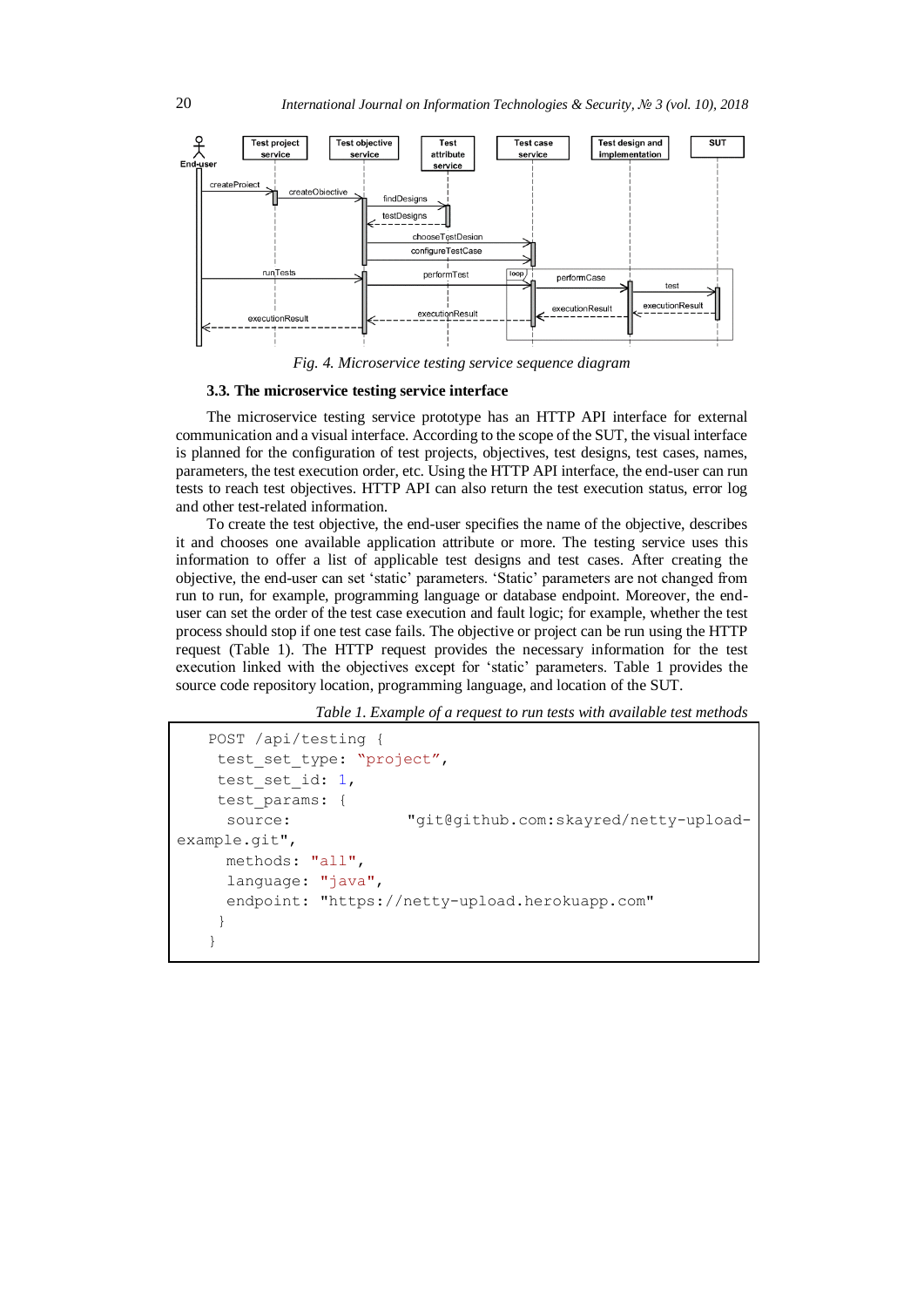Fig. 4. Microservice testing service sequence diagram

### 3.3. The microservice testing service interface

The microservice testing service prototype has an HTTP API interface for external communication and a visual interface. According to the scope of the SUT, the visual interface is planned for the configuration of test projects, objectives, test designs, test cases, names, parameters, the test execution order, etc. Using the HTTP API interface, the end-user can run tests to reach test objectives. HTTP API can also return the test execution status, error log and other test-related information.

To create the test objective, the end-user specifies the name of the objective, describes it and chooses one available application attribute or more. The testing service uses this information to offer a list of applicable test designs and test cases. After creating the objective, the end-user can set 'static' parameters. 'Static' parameters are not changed from run to run, for example, programming language or database endpoint. Moreover, the end-user can set the order of the test case execution and fault logic; for example, whether the test process should stop if one test case fails. The objective or project can be run using the HTTP request (Table 1). The HTTP request provides the necessary information for the test execution linked with the objectives except for 'static' parameters. Table 1 provides the source code repository location, programming language, and location of the SUT.

*Table 1. Example of a request to run tests with available test methods*

```
POST /api/testing {
  test_set_type: "project",
  test_set_id: 1,
  test_params: {
   source:            "git@github.com:skayred/netty-upload-
example.git",
   methods: "all",
   language: "java",
   endpoint: "https://netty-upload.herokuapp.com"
  }
}
```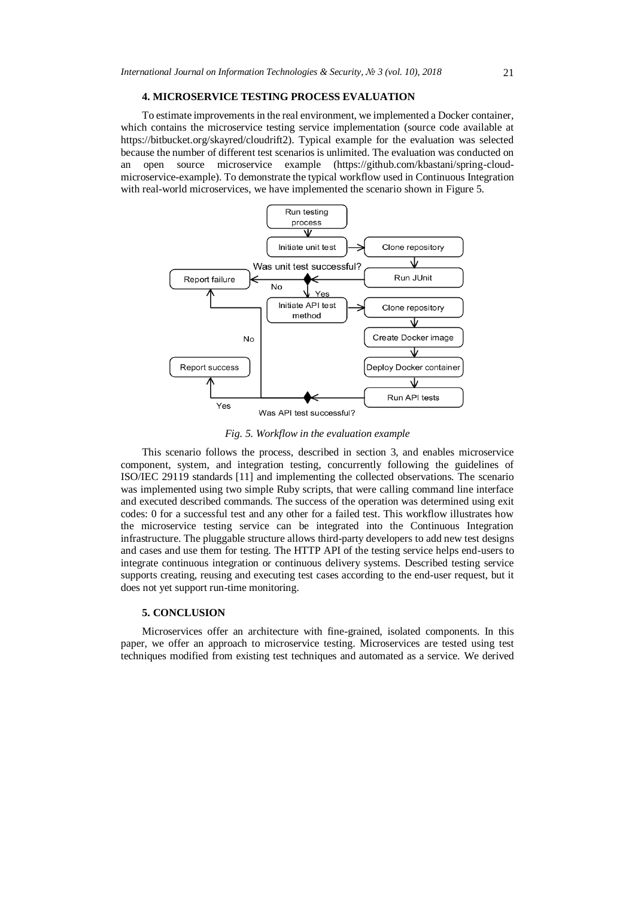## 4. MICROSERVICE TESTING PROCESS EVALUATION

To estimate improvements in the real environment, we implemented a Docker container, which contains the microservice testing service implementation (source code available at https://bitbucket.org/skayred/cloudrift2). Typical example for the evaluation was selected because the number of different test scenarios is unlimited. The evaluation was conducted on an open source microservice example (https://github.com/kbastani/spring-cloud-microservice-example). To demonstrate the typical workflow used in Continuous Integration with real-world microservices, we have implemented the scenario shown in Figure 5.

*Fig. 5. Workflow in the evaluation example*

This scenario follows the process, described in section 3, and enables microservice component, system, and integration testing, concurrently following the guidelines of ISO/IEC 29119 standards [11] and implementing the collected observations. The scenario was implemented using two simple Ruby scripts, that were calling command line interface and executed described commands. The success of the operation was determined using exit codes: 0 for a successful test and any other for a failed test. This workflow illustrates how the microservice testing service can be integrated into the Continuous Integration infrastructure. The pluggable structure allows third-party developers to add new test designs and cases and use them for testing. The HTTP API of the testing service helps end-users to integrate continuous integration or continuous delivery systems. Described testing service supports creating, reusing and executing test cases according to the end-user request, but it does not yet support run-time monitoring.

## 5. CONCLUSION

Microservices offer an architecture with fine-grained, isolated components. In this paper, we offer an approach to microservice testing. Microservices are tested using test techniques modified from existing test techniques and automated as a service. We derived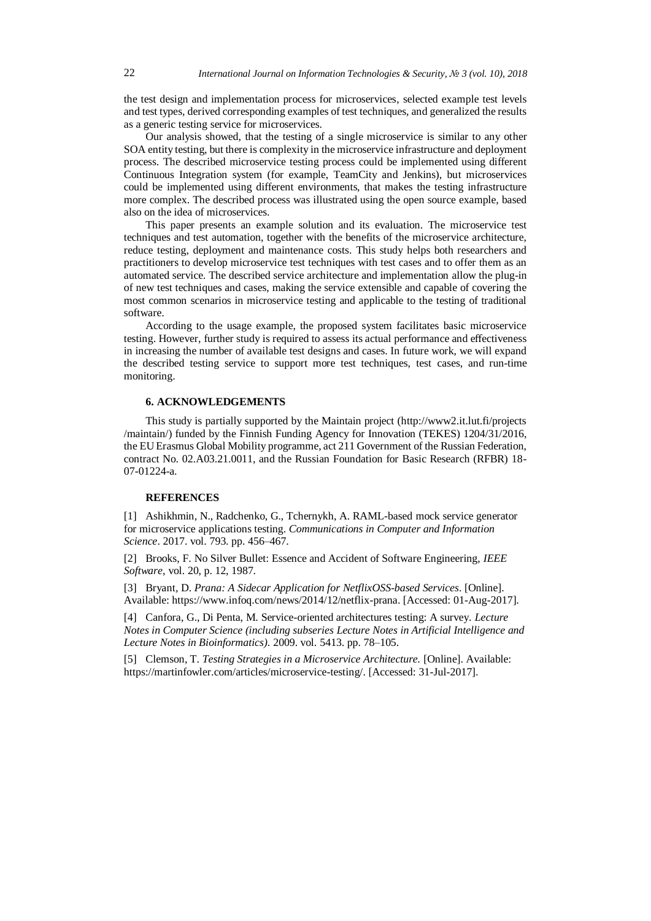the test design and implementation process for microservices, selected example test levels and test types, derived corresponding examples of test techniques, and generalized the results as a generic testing service for microservices.

Our analysis showed, that the testing of a single microservice is similar to any other SOA entity testing, but there is complexity in the microservice infrastructure and deployment process. The described microservice testing process could be implemented using different Continuous Integration system (for example, TeamCity and Jenkins), but microservices could be implemented using different environments, that makes the testing infrastructure more complex. The described process was illustrated using the open source example, based also on the idea of microservices.

This paper presents an example solution and its evaluation. The microservice test techniques and test automation, together with the benefits of the microservice architecture, reduce testing, deployment and maintenance costs. This study helps both researchers and practitioners to develop microservice test techniques with test cases and to offer them as an automated service. The described service architecture and implementation allow the plug-in of new test techniques and cases, making the service extensible and capable of covering the most common scenarios in microservice testing and applicable to the testing of traditional software.

According to the usage example, the proposed system facilitates basic microservice testing. However, further study is required to assess its actual performance and effectiveness in increasing the number of available test designs and cases. In future work, we will expand the described testing service to support more test techniques, test cases, and run-time monitoring.

## 6. ACKNOWLEDGEMENTS

This study is partially supported by the Maintain project (http://www2.it.lut.fi/projects/maintain/) funded by the Finnish Funding Agency for Innovation (TEKES) 1204/31/2016, the EU Erasmus Global Mobility programme, act 211 Government of the Russian Federation, contract No. 02.A03.21.0011, and the Russian Foundation for Basic Research (RFBR) 18-07-01224-a.

## REFERENCES

[1] Ashikhmin, N., Radchenko, G., Tchernykh, A. RAML-based mock service generator for microservice applications testing. *Communications in Computer and Information Science*. 2017. vol. 793. pp. 456–467.

[2] Brooks, F. No Silver Bullet: Essence and Accident of Software Engineering, *IEEE Software*, vol. 20, p. 12, 1987.

[3] Bryant, D. *Prana: A Sidecar Application for NetflixOSS-based Services*. [Online]. Available: https://www.infoq.com/news/2014/12/netflix-prana. [Accessed: 01-Aug-2017].

[4] Canfora, G., Di Penta, M. Service-oriented architectures testing: A survey. *Lecture Notes in Computer Science (including subseries Lecture Notes in Artificial Intelligence and Lecture Notes in Bioinformatics)*. 2009. vol. 5413. pp. 78–105.

[5] Clemson, T. *Testing Strategies in a Microservice Architecture.* [Online]. Available: https://martinfowler.com/articles/microservice-testing/. [Accessed: 31-Jul-2017].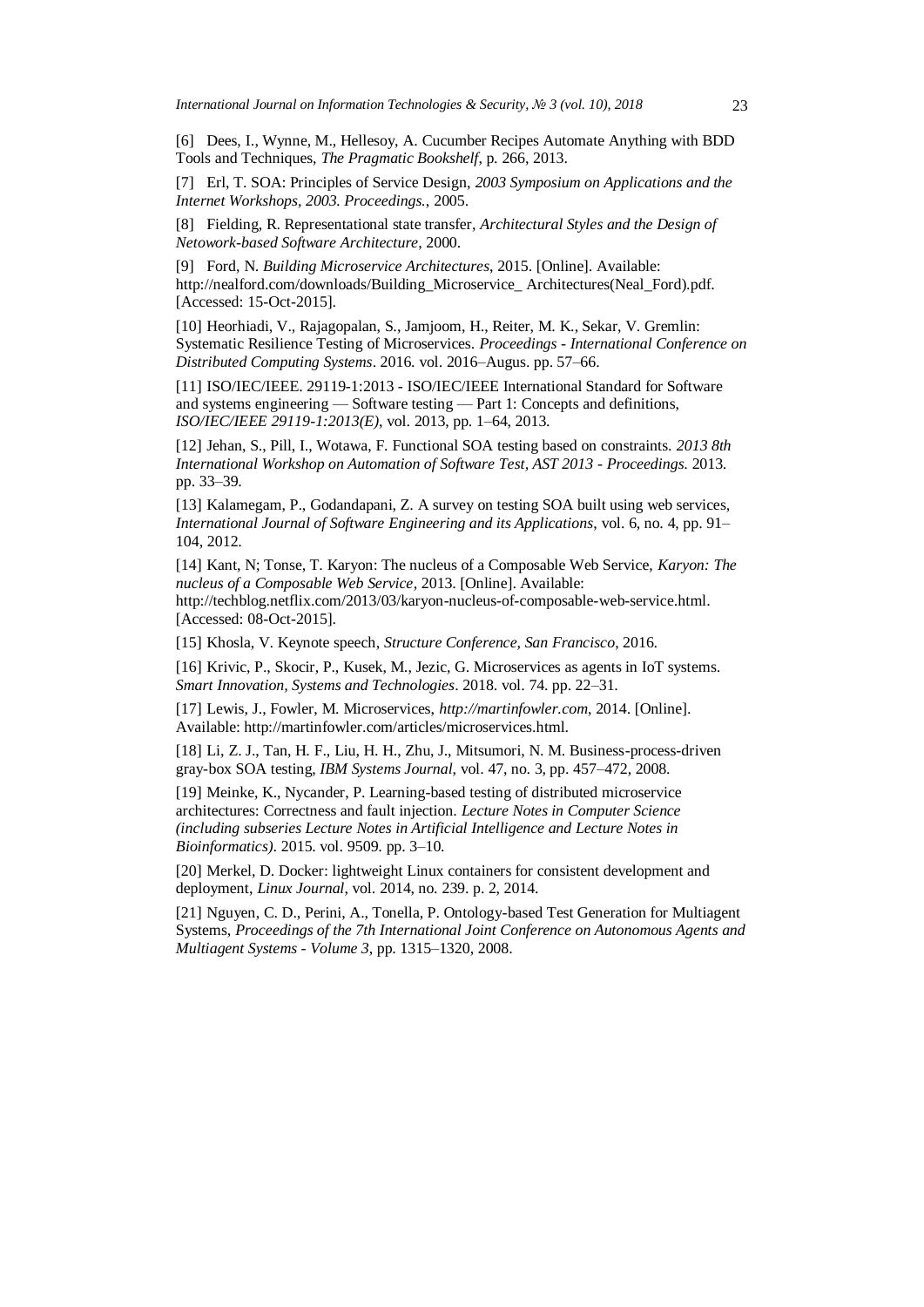[6] Dees, I., Wynne, M., Hellesoy, A. Cucumber Recipes Automate Anything with BDD Tools and Techniques, *The Pragmatic Bookshelf*, p. 266, 2013.

[7] Erl, T. SOA: Principles of Service Design, *2003 Symposium on Applications and the Internet Workshops, 2003. Proceedings.*, 2005.

[8] Fielding, R. Representational state transfer, *Architectural Styles and the Design of Netowork-based Software Architecture*, 2000.

[9] Ford, N. *Building Microservice Architectures*, 2015. [Online]. Available: http://nealford.com/downloads/Building_Microservice_ Architectures(Neal_Ford).pdf. [Accessed: 15-Oct-2015].

[10] Heorhiadi, V., Rajagopalan, S., Jamjoom, H., Reiter, M. K., Sekar, V. Gremlin: Systematic Resilience Testing of Microservices. *Proceedings - International Conference on Distributed Computing Systems*. 2016. vol. 2016–Augus. pp. 57–66.

[11] ISO/IEC/IEEE. 29119-1:2013 - ISO/IEC/IEEE International Standard for Software and systems engineering — Software testing — Part 1: Concepts and definitions, *ISO/IEC/IEEE 29119-1:2013(E)*, vol. 2013, pp. 1–64, 2013.

[12] Jehan, S., Pill, I., Wotawa, F. Functional SOA testing based on constraints. *2013 8th International Workshop on Automation of Software Test, AST 2013 - Proceedings.* 2013. pp. 33–39.

[13] Kalamegam, P., Godandapani, Z. A survey on testing SOA built using web services, *International Journal of Software Engineering and its Applications*, vol. 6, no. 4, pp. 91–104, 2012.

[14] Kant, N; Tonse, T. Karyon: The nucleus of a Composable Web Service, *Karyon: The nucleus of a Composable Web Service*, 2013. [Online]. Available: http://techblog.netflix.com/2013/03/karyon-nucleus-of-composable-web-service.html. [Accessed: 08-Oct-2015].

[15] Khosla, V. Keynote speech, *Structure Conference, San Francisco*, 2016.

[16] Krivic, P., Skocir, P., Kusek, M., Jezic, G. Microservices as agents in IoT systems. *Smart Innovation, Systems and Technologies*. 2018. vol. 74. pp. 22–31.

[17] Lewis, J., Fowler, M. Microservices, *http://martinfowler.com*, 2014. [Online]. Available: http://martinfowler.com/articles/microservices.html.

[18] Li, Z. J., Tan, H. F., Liu, H. H., Zhu, J., Mitsumori, N. M. Business-process-driven gray-box SOA testing, *IBM Systems Journal*, vol. 47, no. 3, pp. 457–472, 2008.

[19] Meinke, K., Nycander, P. Learning-based testing of distributed microservice architectures: Correctness and fault injection. *Lecture Notes in Computer Science (including subseries Lecture Notes in Artificial Intelligence and Lecture Notes in Bioinformatics)*. 2015. vol. 9509. pp. 3–10.

[20] Merkel, D. Docker: lightweight Linux containers for consistent development and deployment, *Linux Journal*, vol. 2014, no. 239. p. 2, 2014.

[21] Nguyen, C. D., Perini, A., Tonella, P. Ontology-based Test Generation for Multiagent Systems, *Proceedings of the 7th International Joint Conference on Autonomous Agents and Multiagent Systems - Volume 3*, pp. 1315–1320, 2008.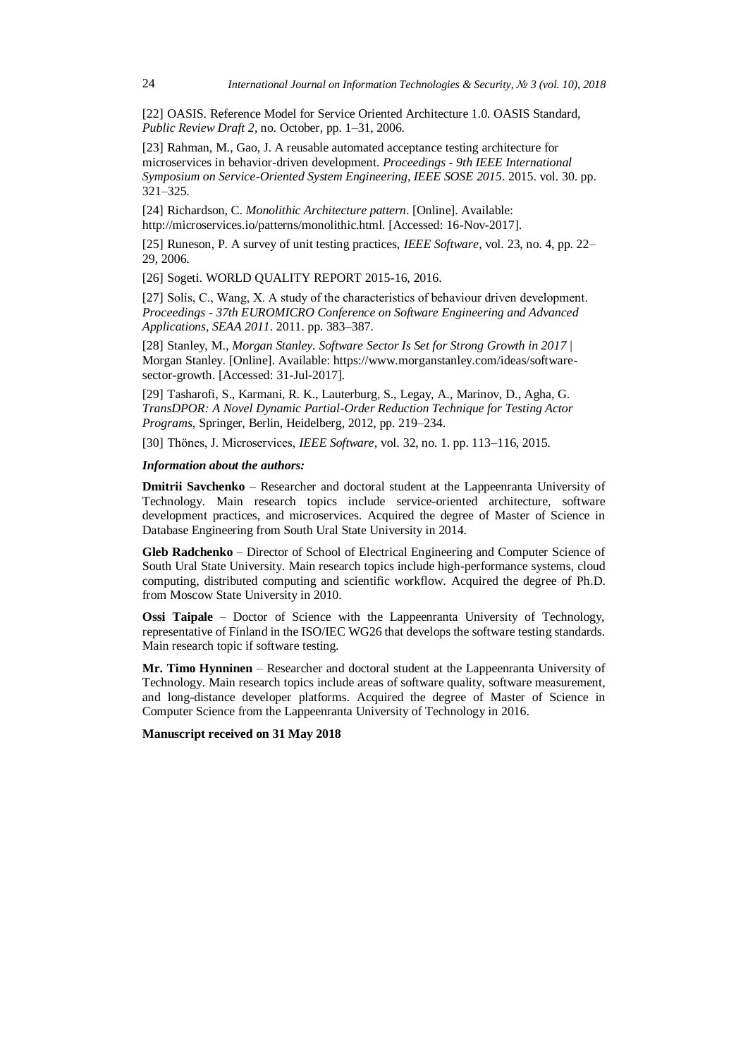[22] OASIS. Reference Model for Service Oriented Architecture 1.0. OASIS Standard, *Public Review Draft 2*, no. October, pp. 1–31, 2006.

[23] Rahman, M., Gao, J. A reusable automated acceptance testing architecture for microservices in behavior-driven development. *Proceedings - 9th IEEE International Symposium on Service-Oriented System Engineering, IEEE SOSE 2015*. 2015. vol. 30. pp. 321–325.

[24] Richardson, C. *Monolithic Architecture pattern*. [Online]. Available: http://microservices.io/patterns/monolithic.html. [Accessed: 16-Nov-2017].

[25] Runeson, P. A survey of unit testing practices, *IEEE Software*, vol. 23, no. 4, pp. 22–29, 2006.

[26] Sogeti. WORLD QUALITY REPORT 2015-16, 2016.

[27] Solís, C., Wang, X. A study of the characteristics of behaviour driven development. *Proceedings - 37th EUROMICRO Conference on Software Engineering and Advanced Applications, SEAA 2011*. 2011. pp. 383–387.

[28] Stanley, M., *Morgan Stanley. Software Sector Is Set for Strong Growth in 2017* | Morgan Stanley. [Online]. Available: https://www.morganstanley.com/ideas/software-sector-growth. [Accessed: 31-Jul-2017].

[29] Tasharofi, S., Karmani, R. K., Lauterburg, S., Legay, A., Marinov, D., Agha, G. *TransDPOR: A Novel Dynamic Partial-Order Reduction Technique for Testing Actor Programs*, Springer, Berlin, Heidelberg, 2012, pp. 219–234.

[30] Thönes, J. Microservices, *IEEE Software*, vol. 32, no. 1. pp. 113–116, 2015.

***Information about the authors:***

**Dmitrii Savchenko** – Researcher and doctoral student at the Lappeenranta University of Technology. Main research topics include service-oriented architecture, software development practices, and microservices. Acquired the degree of Master of Science in Database Engineering from South Ural State University in 2014.

**Gleb Radchenko** – Director of School of Electrical Engineering and Computer Science of South Ural State University. Main research topics include high-performance systems, cloud computing, distributed computing and scientific workflow. Acquired the degree of Ph.D. from Moscow State University in 2010.

**Ossi Taipale** – Doctor of Science with the Lappeenranta University of Technology, representative of Finland in the ISO/IEC WG26 that develops the software testing standards. Main research topic if software testing.

**Mr. Timo Hynninen** – Researcher and doctoral student at the Lappeenranta University of Technology. Main research topics include areas of software quality, software measurement, and long-distance developer platforms. Acquired the degree of Master of Science in Computer Science from the Lappeenranta University of Technology in 2016.

**Manuscript received on 31 May 2018**